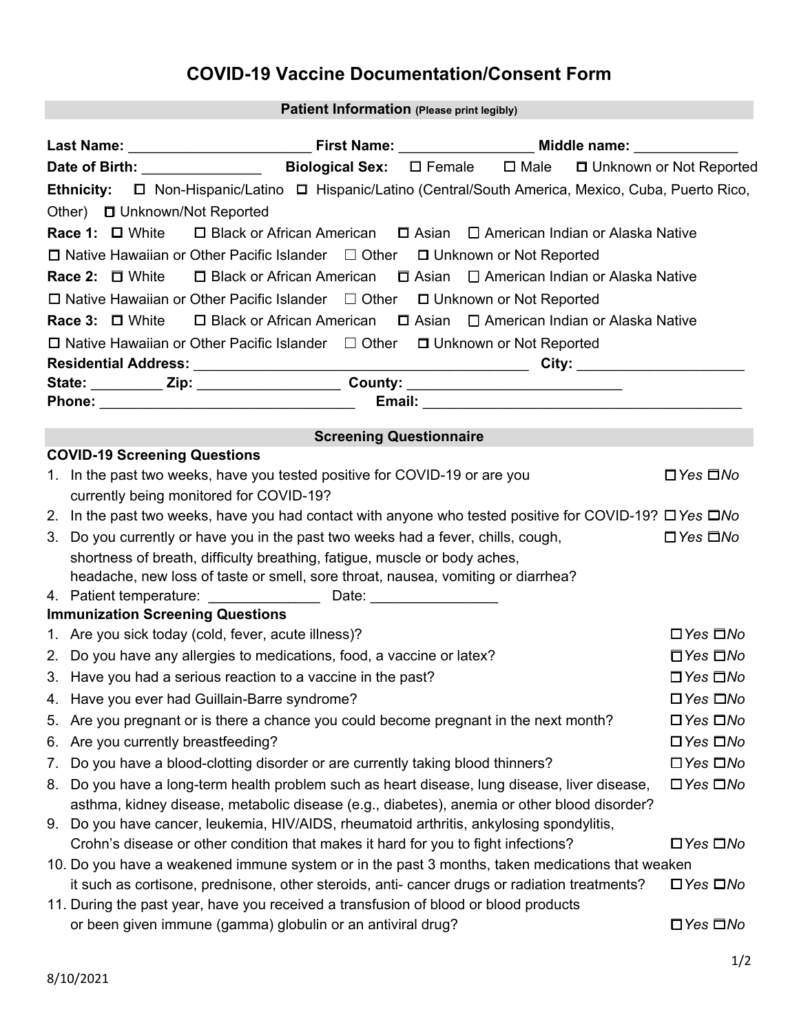# COVID-19 Vaccine Documentation/Consent Form

## Patient Information (Please print legibly)

**Last Name:** ______________________ **First Name:** ________________ **Middle name:** _____________

**Date of Birth:** _______________ **Biological Sex:** ☐ Female ☐ Male ☐ Unknown or Not Reported

**Ethnicity:** ☐ Non-Hispanic/Latino ☐ Hispanic/Latino (Central/South America, Mexico, Cuba, Puerto Rico, Other) ☐ Unknown/Not Reported

**Race 1:** ☐ White ☐ Black or African American ☐ Asian ☐ American Indian or Alaska Native ☐ Native Hawaiian or Other Pacific Islander ☐ Other ☐ Unknown or Not Reported

**Race 2:** ☐ White ☐ Black or African American ☐ Asian ☐ American Indian or Alaska Native ☐ Native Hawaiian or Other Pacific Islander ☐ Other ☐ Unknown or Not Reported

**Race 3:** ☐ White ☐ Black or African American ☐ Asian ☐ American Indian or Alaska Native ☐ Native Hawaiian or Other Pacific Islander ☐ Other ☐ Unknown or Not Reported

**Residential Address:** ________________________________________ **City:** ____________________

**State:** _________ **Zip:** _________________ **County:** ___________________________

**Phone:** _______________________________ **Email:** ________________________________________

## Screening Questionnaire

### COVID-19 Screening Questions

1. In the past two weeks, have you tested positive for COVID-19 or are you currently being monitored for COVID-19? ☐ *Yes* ☐ *No*
2. In the past two weeks, have you had contact with anyone who tested positive for COVID-19? ☐ *Yes* ☐ *No*
3. Do you currently or have you in the past two weeks had a fever, chills, cough, shortness of breath, difficulty breathing, fatigue, muscle or body aches, headache, new loss of taste or smell, sore throat, nausea, vomiting or diarrhea? ☐ *Yes* ☐ *No*
4. Patient temperature: ______________ Date: _______________

### Immunization Screening Questions

1. Are you sick today (cold, fever, acute illness)? ☐ *Yes* ☐ *No*
2. Do you have any allergies to medications, food, a vaccine or latex? ☐ *Yes* ☐ *No*
3. Have you had a serious reaction to a vaccine in the past? ☐ *Yes* ☐ *No*
4. Have you ever had Guillain-Barre syndrome? ☐ *Yes* ☐ *No*
5. Are you pregnant or is there a chance you could become pregnant in the next month? ☐ *Yes* ☐ *No*
6. Are you currently breastfeeding? ☐ *Yes* ☐ *No*
7. Do you have a blood-clotting disorder or are currently taking blood thinners? ☐ *Yes* ☐ *No*
8. Do you have a long-term health problem such as heart disease, lung disease, liver disease, asthma, kidney disease, metabolic disease (e.g., diabetes), anemia or other blood disorder? ☐ *Yes* ☐ *No*
9. Do you have cancer, leukemia, HIV/AIDS, rheumatoid arthritis, ankylosing spondylitis, Crohn's disease or other condition that makes it hard for you to fight infections? ☐ *Yes* ☐ *No*
10. Do you have a weakened immune system or in the past 3 months, taken medications that weaken it such as cortisone, prednisone, other steroids, anti- cancer drugs or radiation treatments? ☐ *Yes* ☐ *No*
11. During the past year, have you received a transfusion of blood or blood products or been given immune (gamma) globulin or an antiviral drug? ☐ *Yes* ☐ *No*

8/10/2021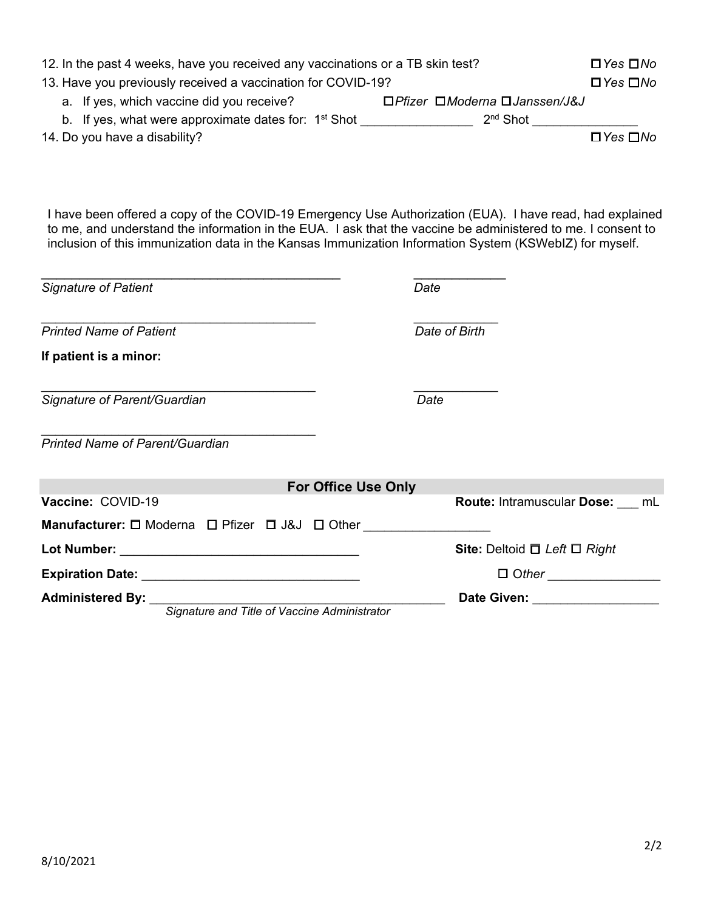12. In the past 4 weeks, have you received any vaccinations or a TB skin test? ☐ *Yes* ☐ *No*

13. Have you previously received a vaccination for COVID-19? ☐ *Yes* ☐ *No*

   a. If yes, which vaccine did you receive? ☐ *Pfizer* ☐ *Moderna* ☐ *Janssen/J&J*

   b. If yes, what were approximate dates for: 1st Shot ________________ 2nd Shot _______________

14. Do you have a disability? ☐ *Yes* ☐ *No*

I have been offered a copy of the COVID-19 Emergency Use Authorization (EUA). I have read, had explained to me, and understand the information in the EUA. I ask that the vaccine be administered to me. I consent to inclusion of this immunization data in the Kansas Immunization Information System (KSWebIZ) for myself.

_____________________________________________ _____________

*Signature of Patient* *Date*

_________________________________________ ____________

*Printed Name of Patient* *Date of Birth*

**If patient is a minor:**

_________________________________________ ____________

*Signature of Parent/Guardian* *Date*

_________________________________________

*Printed Name of Parent/Guardian*

**For Office Use Only**

**Vaccine:** COVID-19 **Route:** Intramuscular **Dose:** ___ mL

**Manufacturer:** ☐ Moderna ☐ Pfizer ☐ J&J ☐ Other __________________

**Lot Number:** __________________________________ **Site:** Deltoid ☐ *Left* ☐ *Right*

**Expiration Date:** _______________________________ ☐ *Other* ________________

**Administered By:** ____________________________________________ **Date Given:** __________________

*Signature and Title of Vaccine Administrator*

8/10/2021